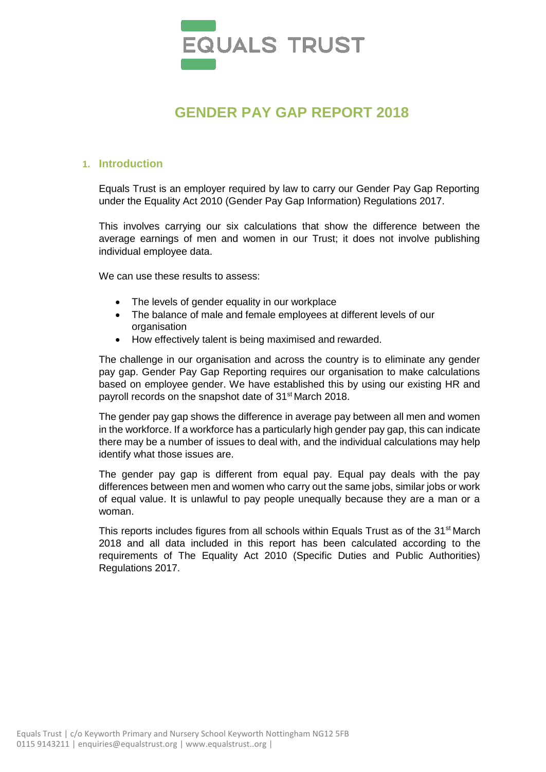# EQUALS TRUST

# GENDER PAY GAP REPORT 2018

## 1. Introduction

Equals Trust is an employer required by law to carry our Gender Pay Gap Reporting under the Equality Act 2010 (Gender Pay Gap Information) Regulations 2017.

This involves carrying our six calculations that show the difference between the average earnings of men and women in our Trust; it does not involve publishing individual employee data.

We can use these results to assess:

- The levels of gender equality in our workplace
- The balance of male and female employees at different levels of our organisation
- How effectively talent is being maximised and rewarded.

The challenge in our organisation and across the country is to eliminate any gender pay gap. Gender Pay Gap Reporting requires our organisation to make calculations based on employee gender. We have established this by using our existing HR and payroll records on the snapshot date of 31st March 2018.

The gender pay gap shows the difference in average pay between all men and women in the workforce. If a workforce has a particularly high gender pay gap, this can indicate there may be a number of issues to deal with, and the individual calculations may help identify what those issues are.

The gender pay gap is different from equal pay. Equal pay deals with the pay differences between men and women who carry out the same jobs, similar jobs or work of equal value. It is unlawful to pay people unequally because they are a man or a woman.

This reports includes figures from all schools within Equals Trust as of the 31st March 2018 and all data included in this report has been calculated according to the requirements of The Equality Act 2010 (Specific Duties and Public Authorities) Regulations 2017.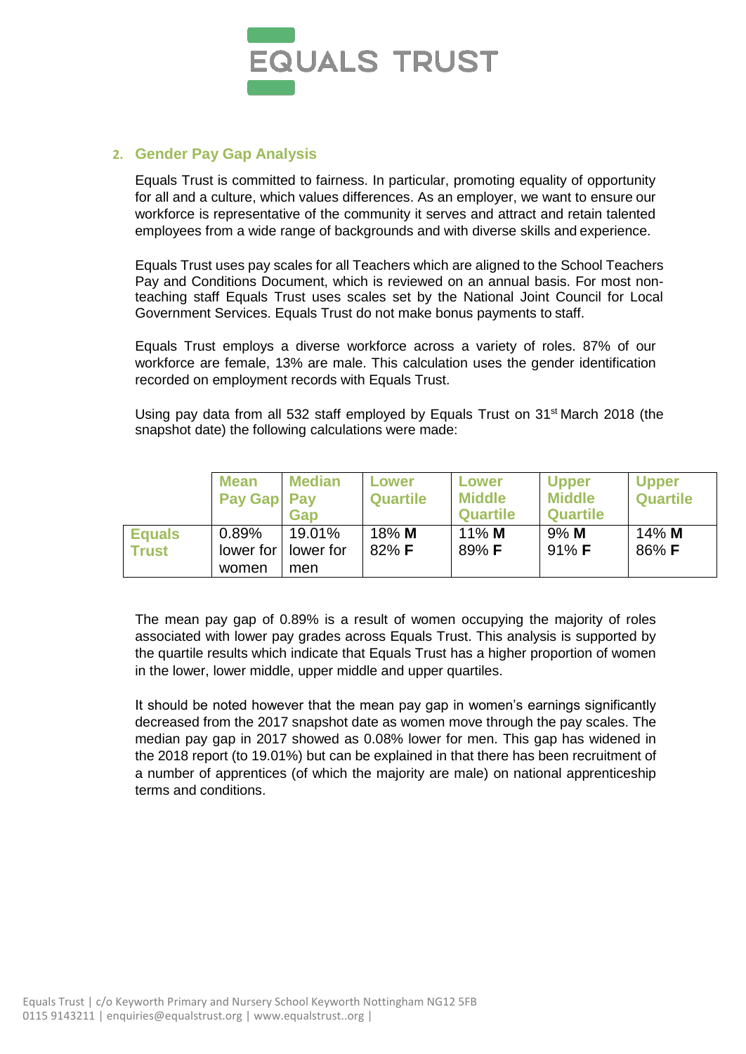## 2. Gender Pay Gap Analysis

Equals Trust is committed to fairness. In particular, promoting equality of opportunity for all and a culture, which values differences. As an employer, we want to ensure our workforce is representative of the community it serves and attract and retain talented employees from a wide range of backgrounds and with diverse skills and experience.

Equals Trust uses pay scales for all Teachers which are aligned to the School Teachers Pay and Conditions Document, which is reviewed on an annual basis. For most non-teaching staff Equals Trust uses scales set by the National Joint Council for Local Government Services. Equals Trust do not make bonus payments to staff.

Equals Trust employs a diverse workforce across a variety of roles. 87% of our workforce are female, 13% are male. This calculation uses the gender identification recorded on employment records with Equals Trust.

Using pay data from all 532 staff employed by Equals Trust on 31st March 2018 (the snapshot date) the following calculations were made:

| | Mean Pay Gap | Median Pay Gap | Lower Quartile | Lower Middle Quartile | Upper Middle Quartile | Upper Quartile |
|---|---|---|---|---|---|---|
| **Equals Trust** | 0.89% lower for women | 19.01% lower for men | 18% **M** 82% **F** | 11% **M** 89% **F** | 9% **M** 91% **F** | 14% **M** 86% **F** |

The mean pay gap of 0.89% is a result of women occupying the majority of roles associated with lower pay grades across Equals Trust. This analysis is supported by the quartile results which indicate that Equals Trust has a higher proportion of women in the lower, lower middle, upper middle and upper quartiles.

It should be noted however that the mean pay gap in women's earnings significantly decreased from the 2017 snapshot date as women move through the pay scales. The median pay gap in 2017 showed as 0.08% lower for men. This gap has widened in the 2018 report (to 19.01%) but can be explained in that there has been recruitment of a number of apprentices (of which the majority are male) on national apprenticeship terms and conditions.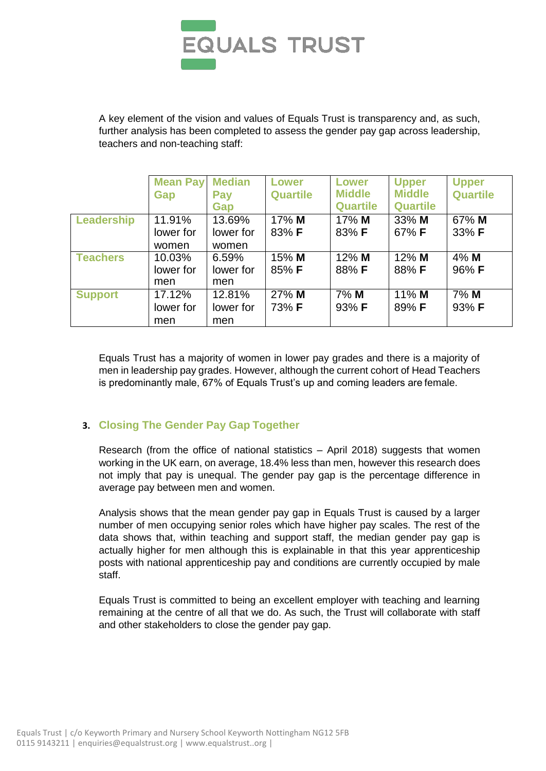A key element of the vision and values of Equals Trust is transparency and, as such, further analysis has been completed to assess the gender pay gap across leadership, teachers and non-teaching staff:

| | Mean Pay Gap | Median Pay Gap | Lower Quartile | Lower Middle Quartile | Upper Middle Quartile | Upper Quartile |
|---|---|---|---|---|---|---|
| **Leadership** | 11.91% lower for women | 13.69% lower for women | 17% **M** 83% **F** | 17% **M** 83% **F** | 33% **M** 67% **F** | 67% **M** 33% **F** |
| **Teachers** | 10.03% lower for men | 6.59% lower for men | 15% **M** 85% **F** | 12% **M** 88% **F** | 12% **M** 88% **F** | 4% **M** 96% **F** |
| **Support** | 17.12% lower for men | 12.81% lower for men | 27% **M** 73% **F** | 7% **M** 93% **F** | 11% **M** 89% **F** | 7% **M** 93% **F** |

Equals Trust has a majority of women in lower pay grades and there is a majority of men in leadership pay grades. However, although the current cohort of Head Teachers is predominantly male, 67% of Equals Trust's up and coming leaders are female.

## 3. Closing The Gender Pay Gap Together

Research (from the office of national statistics – April 2018) suggests that women working in the UK earn, on average, 18.4% less than men, however this research does not imply that pay is unequal. The gender pay gap is the percentage difference in average pay between men and women.

Analysis shows that the mean gender pay gap in Equals Trust is caused by a larger number of men occupying senior roles which have higher pay scales. The rest of the data shows that, within teaching and support staff, the median gender pay gap is actually higher for men although this is explainable in that this year apprenticeship posts with national apprenticeship pay and conditions are currently occupied by male staff.

Equals Trust is committed to being an excellent employer with teaching and learning remaining at the centre of all that we do. As such, the Trust will collaborate with staff and other stakeholders to close the gender pay gap.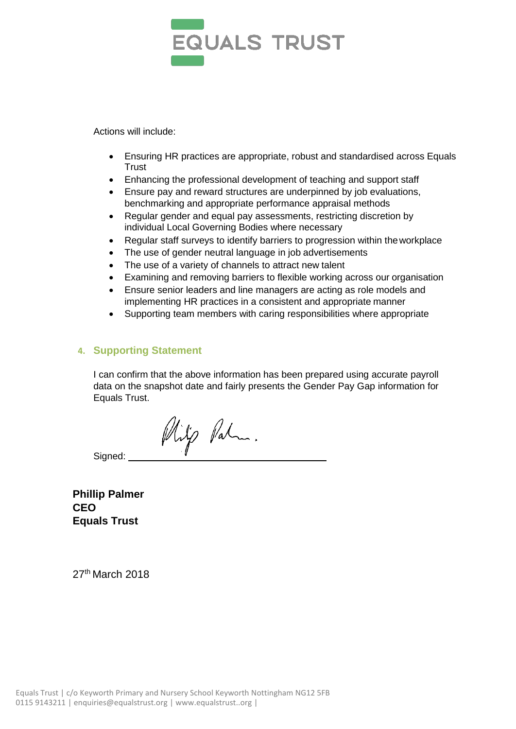Actions will include:

- Ensuring HR practices are appropriate, robust and standardised across Equals Trust
- Enhancing the professional development of teaching and support staff
- Ensure pay and reward structures are underpinned by job evaluations, benchmarking and appropriate performance appraisal methods
- Regular gender and equal pay assessments, restricting discretion by individual Local Governing Bodies where necessary
- Regular staff surveys to identify barriers to progression within the workplace
- The use of gender neutral language in job advertisements
- The use of a variety of channels to attract new talent
- Examining and removing barriers to flexible working across our organisation
- Ensure senior leaders and line managers are acting as role models and implementing HR practices in a consistent and appropriate manner
- Supporting team members with caring responsibilities where appropriate

## 4. Supporting Statement

I can confirm that the above information has been prepared using accurate payroll data on the snapshot date and fairly presents the Gender Pay Gap information for Equals Trust.

Signed: ______________________________

**Phillip Palmer**
**CEO**
**Equals Trust**

27th March 2018